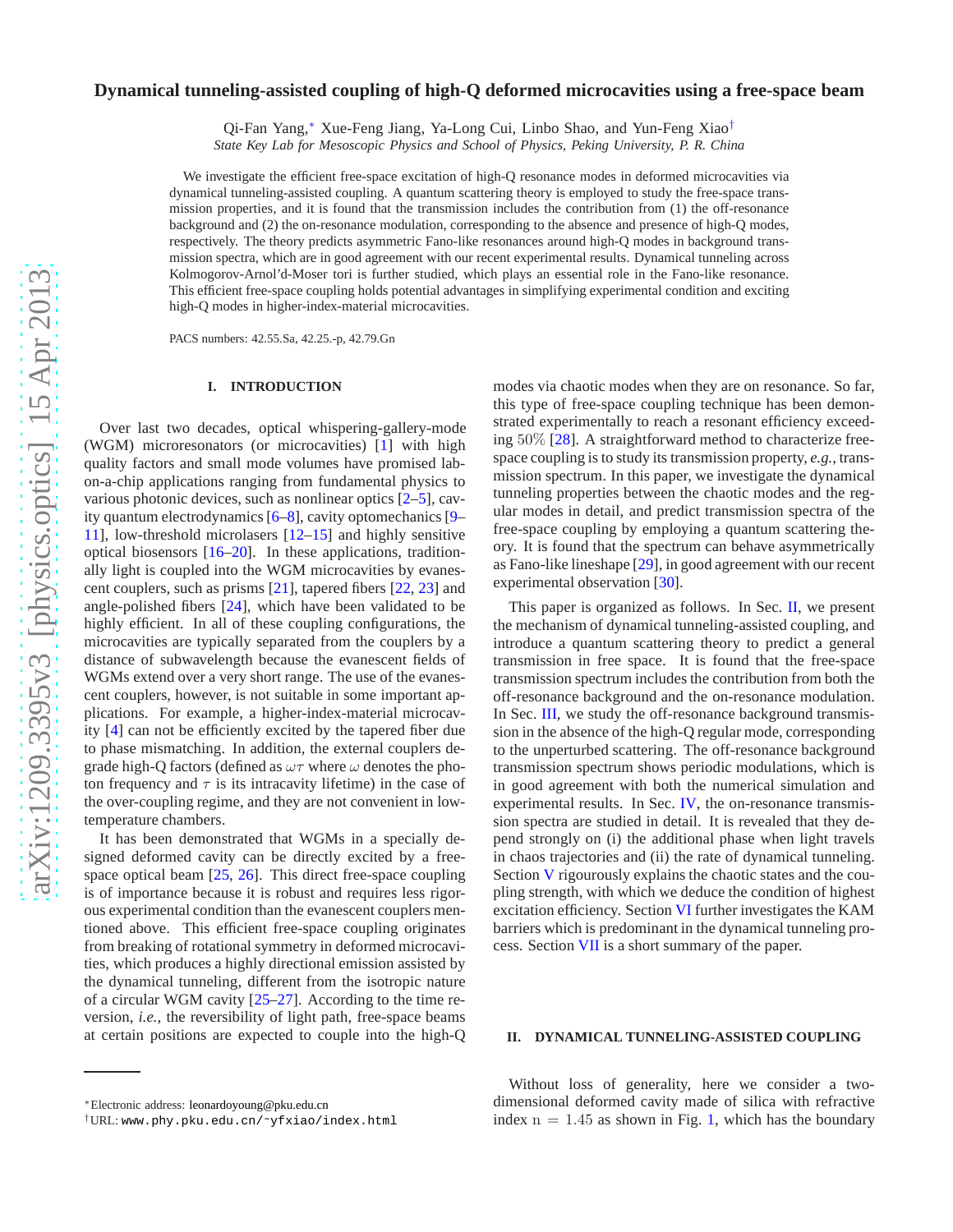# Dynamical tunneling-assisted coupling of high-Q deformed microcavities using a free-space beam

Qi-Fan Yang,[*] Xue-Feng Jiang, Ya-Long Cui, Linbo Shao, and Yun-Feng Xiao[†]

*State Key Lab for Mesoscopic Physics and School of Physics, Peking University, P. R. China*

We investigate the efficient free-space excitation of high-Q resonance modes in deformed microcavities via dynamical tunneling-assisted coupling. A quantum scattering theory is employed to study the free-space transmission properties, and it is found that the transmission includes the contribution from (1) the off-resonance background and (2) the on-resonance modulation, corresponding to the absence and presence of high-Q modes, respectively. The theory predicts asymmetric Fano-like resonances around high-Q modes in background transmission spectra, which are in good agreement with our recent experimental results. Dynamical tunneling across Kolmogorov-Arnol'd-Moser tori is further studied, which plays an essential role in the Fano-like resonance. This efficient free-space coupling holds potential advantages in simplifying experimental condition and exciting high-Q modes in higher-index-material microcavities.

PACS numbers: 42.55.Sa, 42.25.-p, 42.79.Gn

## I. INTRODUCTION

Over last two decades, optical whispering-gallery-mode (WGM) microresonators (or microcavities) [1] with high quality factors and small mode volumes have promised lab-on-a-chip applications ranging from fundamental physics to various photonic devices, such as nonlinear optics [2–5], cavity quantum electrodynamics [6–8], cavity optomechanics [9–11], low-threshold microlasers [12–15] and highly sensitive optical biosensors [16–20]. In these applications, traditionally light is coupled into the WGM microcavities by evanescent couplers, such as prisms [21], tapered fibers [22, 23] and angle-polished fibers [24], which have been validated to be highly efficient. In all of these coupling configurations, the microcavities are typically separated from the couplers by a distance of subwavelength because the evanescent fields of WGMs extend over a very short range. The use of the evanescent couplers, however, is not suitable in some important applications. For example, a higher-index-material microcavity [4] can not be efficiently excited by the tapered fiber due to phase mismatching. In addition, the external couplers degrade high-Q factors (defined as $\omega\tau$ where $\omega$ denotes the photon frequency and $\tau$ is its intracavity lifetime) in the case of the over-coupling regime, and they are not convenient in low-temperature chambers.

It has been demonstrated that WGMs in a specially designed deformed cavity can be directly excited by a free-space optical beam [25, 26]. This direct free-space coupling is of importance because it is robust and requires less rigorous experimental condition than the evanescent couplers mentioned above. This efficient free-space coupling originates from breaking of rotational symmetry in deformed microcavities, which produces a highly directional emission assisted by the dynamical tunneling, different from the isotropic nature of a circular WGM cavity [25–27]. According to the time reversion, *i.e.*, the reversibility of light path, free-space beams at certain positions are expected to couple into the high-Q modes via chaotic modes when they are on resonance. So far, this type of free-space coupling technique has been demonstrated experimentally to reach a resonant efficiency exceeding 50% [28]. A straightforward method to characterize free-space coupling is to study its transmission property, *e.g.*, transmission spectrum. In this paper, we investigate the dynamical tunneling properties between the chaotic modes and the regular modes in detail, and predict transmission spectra of the free-space coupling by employing a quantum scattering theory. It is found that the spectrum can behave asymmetrically as Fano-like lineshape [29], in good agreement with our recent experimental observation [30].

This paper is organized as follows. In Sec. II, we present the mechanism of dynamical tunneling-assisted coupling, and introduce a quantum scattering theory to predict a general transmission in free space. It is found that the free-space transmission spectrum includes the contribution from both the off-resonance background and the on-resonance modulation. In Sec. III, we study the off-resonance background transmission in the absence of the high-Q regular mode, corresponding to the unperturbed scattering. The off-resonance background transmission spectrum shows periodic modulations, which is in good agreement with both the numerical simulation and experimental results. In Sec. IV, the on-resonance transmission spectra are studied in detail. It is revealed that they depend strongly on (i) the additional phase when light travels in chaos trajectories and (ii) the rate of dynamical tunneling. Section V rigourously explains the chaotic states and the coupling strength, with which we deduce the condition of highest excitation efficiency. Section VI further investigates the KAM barriers which is predominant in the dynamical tunneling process. Section VII is a short summary of the paper.

## II. DYNAMICAL TUNNELING-ASSISTED COUPLING

Without loss of generality, here we consider a two-dimensional deformed cavity made of silica with refractive index $n = 1.45$ as shown in Fig. 1, which has the boundary

[*] Electronic address: leonardoyoung@pku.edu.cn

[†] URL: www.phy.pku.edu.cn/~yfxiao/index.html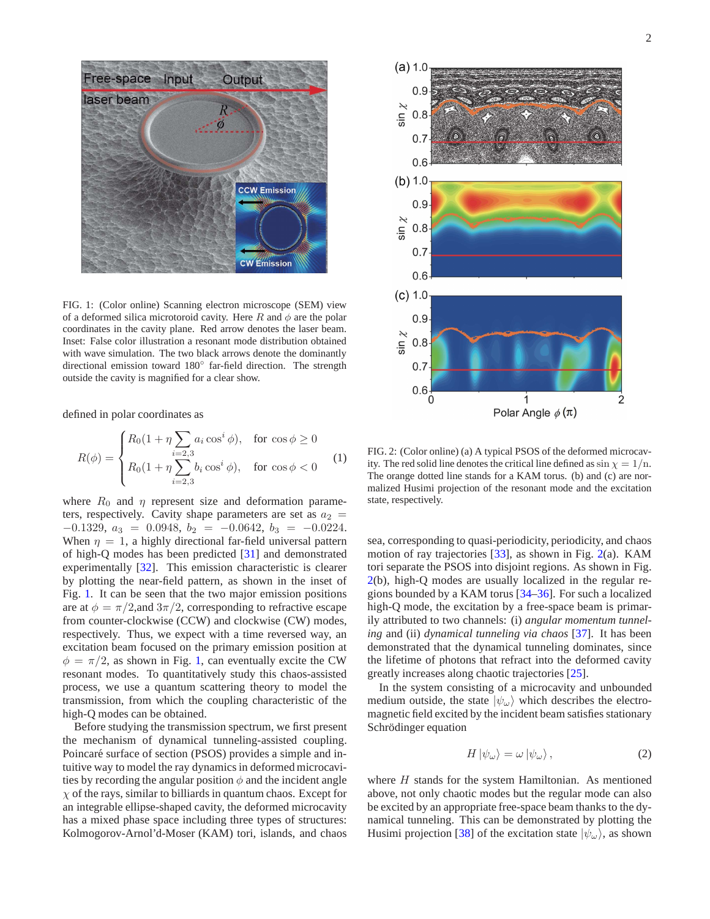FIG. 1: (Color online) Scanning electron microscope (SEM) view of a deformed silica microtoroid cavity. Here $R$ and $\phi$ are the polar coordinates in the cavity plane. Red arrow denotes the laser beam. Inset: False color illustration a resonant mode distribution obtained with wave simulation. The two black arrows denote the dominantly directional emission toward 180° far-field direction. The strength outside the cavity is magnified for a clear show.

defined in polar coordinates as

$$R(\phi) = \begin{cases} R_0(1+\eta \sum_{i=2,3} a_i \cos^i \phi), & \text{for } \cos\phi \geq 0 \\ R_0(1+\eta \sum_{i=2,3} b_i \cos^i \phi), & \text{for } \cos\phi < 0 \end{cases} \quad (1)$$

where $R_0$ and $\eta$ represent size and deformation parameters, respectively. Cavity shape parameters are set as $a_2 = -0.1329$, $a_3 = 0.0948$, $b_2 = -0.0642$, $b_3 = -0.0224$. When $\eta = 1$, a highly directional far-field universal pattern of high-Q modes has been predicted [31] and demonstrated experimentally [32]. This emission characteristic is clearer by plotting the near-field pattern, as shown in the inset of Fig. 1. It can be seen that the two major emission positions are at $\phi = \pi/2$,and $3\pi/2$, corresponding to refractive escape from counter-clockwise (CCW) and clockwise (CW) modes, respectively. Thus, we expect with a time reversed way, an excitation beam focused on the primary emission position at $\phi = \pi/2$, as shown in Fig. 1, can eventually excite the CW resonant modes. To quantitatively study this chaos-assisted process, we use a quantum scattering theory to model the transmission, from which the coupling characteristic of the high-Q modes can be obtained.

Before studying the transmission spectrum, we first present the mechanism of dynamical tunneling-assisted coupling. Poincaré surface of section (PSOS) provides a simple and intuitive way to model the ray dynamics in deformed microcavities by recording the angular position $\phi$ and the incident angle $\chi$ of the rays, similar to billiards in quantum chaos. Except for an integrable ellipse-shaped cavity, the deformed microcavity has a mixed phase space including three types of structures: Kolmogorov-Arnol'd-Moser (KAM) tori, islands, and chaos sea, corresponding to quasi-periodicity, periodicity, and chaos motion of ray trajectories [33], as shown in Fig. 2(a). KAM tori separate the PSOS into disjoint regions. As shown in Fig. 2(b), high-Q modes are usually localized in the regular regions bounded by a KAM torus [34–36]. For such a localized high-Q mode, the excitation by a free-space beam is primarily attributed to two channels: (i) *angular momentum tunneling* and (ii) *dynamical tunneling via chaos* [37]. It has been demonstrated that the dynamical tunneling dominates, since the lifetime of photons that refract into the deformed cavity greatly increases along chaotic trajectories [25].

FIG. 2: (Color online) (a) A typical PSOS of the deformed microcavity. The red solid line denotes the critical line defined as $\sin\chi = 1/n$. The orange dotted line stands for a KAM torus. (b) and (c) are normalized Husimi projection of the resonant mode and the excitation state, respectively.

In the system consisting of a microcavity and unbounded medium outside, the state $|\psi_\omega\rangle$ which describes the electromagnetic field excited by the incident beam satisfies stationary Schrödinger equation

$$H\,|\psi_\omega\rangle = \omega\,|\psi_\omega\rangle\,, \quad (2)$$

where $H$ stands for the system Hamiltonian. As mentioned above, not only chaotic modes but the regular mode can also be excited by an appropriate free-space beam thanks to the dynamical tunneling. This can be demonstrated by plotting the Husimi projection [38] of the excitation state $|\psi_\omega\rangle$, as shown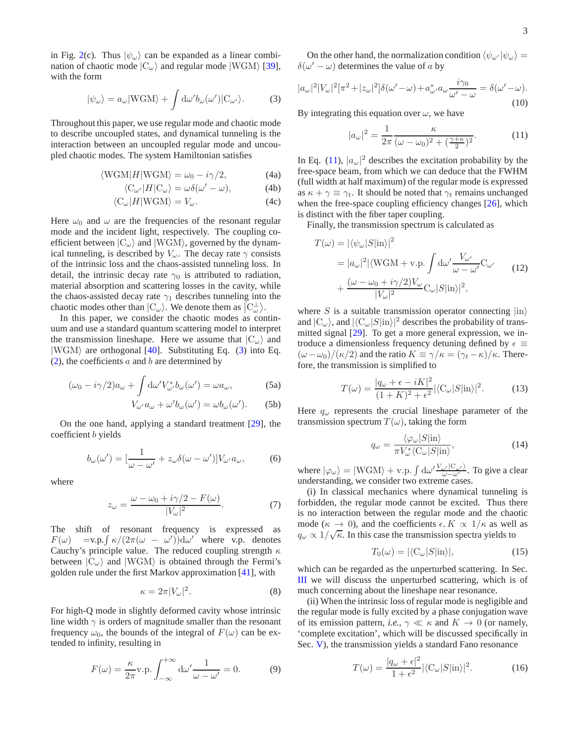in Fig. 2(c). Thus $|\psi_\omega\rangle$ can be expanded as a linear combination of chaotic mode $|\mathrm{C}_\omega\rangle$ and regular mode $|\mathrm{WGM}\rangle$ [39], with the form

$$|\psi_\omega\rangle = a_\omega|\mathrm{WGM}\rangle + \int \mathrm{d}\omega' b_\omega(\omega')|\mathrm{C}_{\omega'}\rangle. \tag{3}$$

Throughout this paper, we use regular mode and chaotic mode to describe uncoupled states, and dynamical tunneling is the interaction between an uncoupled regular mode and uncoupled chaotic modes. The system Hamiltonian satisfies

$$\langle \mathrm{WGM}|H|\mathrm{WGM}\rangle = \omega_0 - i\gamma/2, \tag{4a}$$

$$\langle \mathrm{C}_{\omega'}|H|\mathrm{C}_\omega\rangle = \omega\delta(\omega' - \omega), \tag{4b}$$

$$\langle \mathrm{C}_\omega|H|\mathrm{WGM}\rangle = V_\omega. \tag{4c}$$

Here $\omega_0$ and $\omega$ are the frequencies of the resonant regular mode and the incident light, respectively. The coupling coefficient between $|\mathrm{C}_\omega\rangle$ and $|\mathrm{WGM}\rangle$, governed by the dynamical tunneling, is described by $V_\omega$. The decay rate $\gamma$ consists of the intrinsic loss and the chaos-assisted tunneling loss. In detail, the intrinsic decay rate $\gamma_0$ is attributed to radiation, material absorption and scattering losses in the cavity, while the chaos-assisted decay rate $\gamma_1$ describes tunneling into the chaotic modes other than $|\mathrm{C}_\omega\rangle$. We denote them as $|\mathrm{C}_\omega^\perp\rangle$.

In this paper, we consider the chaotic modes as continuum and use a standard quantum scattering model to interpret the transmission lineshape. Here we assume that $|\mathrm{C}_\omega\rangle$ and $|\mathrm{WGM}\rangle$ are orthogonal [40]. Substituting Eq. (3) into Eq. (2), the coefficients $a$ and $b$ are determined by

$$(\omega_0 - i\gamma/2)a_\omega + \int \mathrm{d}\omega' V_{\omega'}^* b_\omega(\omega') = \omega a_\omega, \tag{5a}$$

$$V_{\omega'} a_\omega + \omega' b_\omega(\omega') = \omega b_\omega(\omega'). \tag{5b}$$

On the one hand, applying a standard treatment [29], the coefficient $b$ yields

$$b_\omega(\omega') = [\frac{1}{\omega - \omega'} + z_\omega \delta(\omega - \omega')]V_{\omega'} a_\omega, \tag{6}$$

where

$$z_\omega = \frac{\omega - \omega_0 + i\gamma/2 - F(\omega)}{|V_\omega|^2}. \tag{7}$$

The shift of resonant frequency is expressed as $F(\omega)$ =v.p.$\int \kappa/(2\pi(\omega - \omega'))\mathrm{d}\omega'$ where v.p. denotes Cauchy's principle value. The reduced coupling strength $\kappa$ between $|\mathrm{C}_\omega\rangle$ and $|\mathrm{WGM}\rangle$ is obtained through the Fermi's golden rule under the first Markov approximation [41], with

$$\kappa = 2\pi|V_\omega|^2. \tag{8}$$

For high-Q mode in slightly deformed cavity whose intrinsic line width $\gamma$ is orders of magnitude smaller than the resonant frequency $\omega_0$, the bounds of the integral of $F(\omega)$ can be extended to infinity, resulting in

$$F(\omega) = \frac{\kappa}{2\pi}\mathrm{v.p.}\int_{-\infty}^{+\infty} \mathrm{d}\omega' \frac{1}{\omega - \omega'} = 0. \tag{9}$$

On the other hand, the normalization condition $\langle\psi_{\omega'}|\psi_\omega\rangle = \delta(\omega' - \omega)$ determines the value of $a$ by

$$|a_\omega|^2|V_\omega|^2[\pi^2 + |z_\omega|^2]\delta(\omega' - \omega) + a_{\omega'}^* a_\omega \frac{i\gamma_0}{\omega' - \omega} = \delta(\omega' - \omega). \tag{10}$$

By integrating this equation over $\omega$, we have

$$|a_\omega|^2 = \frac{1}{2\pi}\frac{\kappa}{(\omega - \omega_0)^2 + (\frac{\gamma + \kappa}{2})^2}. \tag{11}$$

In Eq. (11), $|a_\omega|^2$ describes the excitation probability by the free-space beam, from which we can deduce that the FWHM (full width at half maximum) of the regular mode is expressed as $\kappa + \gamma \equiv \gamma_t$. It should be noted that $\gamma_t$ remains unchanged when the free-space coupling efficiency changes [26], which is distinct with the fiber taper coupling.

Finally, the transmission spectrum is calculated as

$$\begin{aligned} T(\omega) &= |\langle\psi_\omega|S|\mathrm{in}\rangle|^2 \\ &= |a_\omega|^2|\langle \mathrm{WGM} + \mathrm{v.p.}\int \mathrm{d}\omega' \frac{V_{\omega'}}{\omega - \omega'}\mathrm{C}_{\omega'} \\ &+ \frac{(\omega - \omega_0 + i\gamma/2)V_\omega}{|V_\omega|^2}\mathrm{C}_\omega|S|\mathrm{in}\rangle|^2, \end{aligned} \tag{12}$$

where $S$ is a suitable transmission operator connecting $|\mathrm{in}\rangle$ and $|\mathrm{C}_\omega\rangle$, and $|\langle\mathrm{C}_\omega|S|\mathrm{in}\rangle|^2$ describes the probability of transmitted signal [29]. To get a more general expression, we introduce a dimensionless frequency detuning defined by $\epsilon \equiv (\omega - \omega_0)/(\kappa/2)$ and the ratio $K \equiv \gamma/\kappa = (\gamma_t - \kappa)/\kappa$. Therefore, the transmission is simplified to

$$T(\omega) = \frac{|q_\omega + \epsilon - iK|^2}{(1 + K)^2 + \epsilon^2}|\langle\mathrm{C}_\omega|S|\mathrm{in}\rangle|^2. \tag{13}$$

Here $q_\omega$ represents the crucial lineshape parameter of the transmission spectrum $T(\omega)$, taking the form

$$q_\omega = \frac{\langle\varphi_\omega|S|\mathrm{in}\rangle}{\pi V_\omega^* \langle\mathrm{C}_\omega|S|\mathrm{in}\rangle}, \tag{14}$$

where $|\varphi_\omega\rangle = |\mathrm{WGM}\rangle + \mathrm{v.p.}\int \mathrm{d}\omega' \frac{V_{\omega'}|\mathrm{C}_{\omega'}\rangle}{\omega - \omega'}$. To give a clear understanding, we consider two extreme cases.

(i) In classical mechanics where dynamical tunneling is forbidden, the regular mode cannot be excited. Thus there is no interaction between the regular mode and the chaotic mode ($\kappa \to 0$), and the coefficients $\epsilon, K \propto 1/\kappa$ as well as $q_\omega \propto 1/\sqrt{\kappa}$. In this case the transmission spectra yields to

$$T_0(\omega) = |\langle\mathrm{C}_\omega|S|\mathrm{in}\rangle|, \tag{15}$$

which can be regarded as the unperturbed scattering. In Sec. III we will discuss the unperturbed scattering, which is of much concerning about the lineshape near resonance.

(ii) When the intrinsic loss of regular mode is negligible and the regular mode is fully excited by a phase conjugation wave of its emission pattern, *i.e.*, $\gamma \ll \kappa$ and $K \to 0$ (or namely, 'complete excitation', which will be discussed specifically in Sec. V), the transmission yields a standard Fano resonance

$$T(\omega) = \frac{|q_\omega + \epsilon|^2}{1 + \epsilon^2}|\langle\mathrm{C}_\omega|S|\mathrm{in}\rangle|^2. \tag{16}$$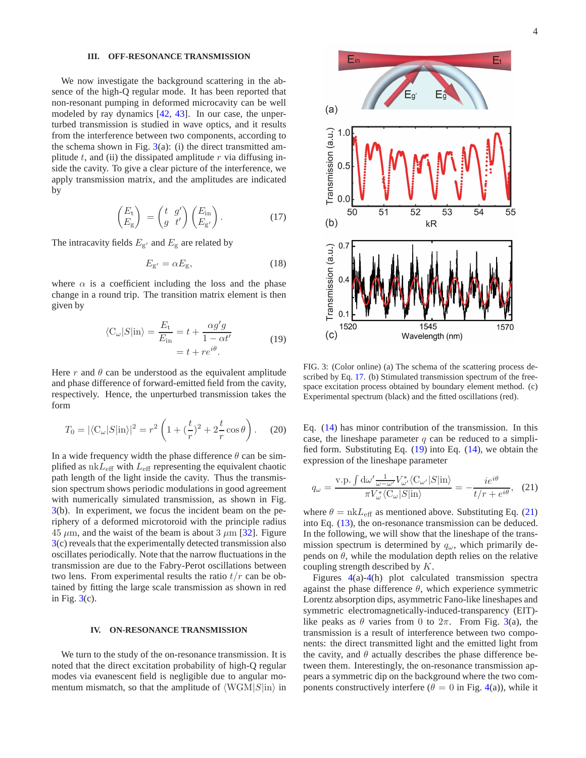## III. OFF-RESONANCE TRANSMISSION

We now investigate the background scattering in the absence of the high-Q regular mode. It has been reported that non-resonant pumping in deformed microcavity can be well modeled by ray dynamics [42, 43]. In our case, the unperturbed transmission is studied in wave optics, and it results from the interference between two components, according to the schema shown in Fig. 3(a): (i) the direct transmitted amplitude $t$, and (ii) the dissipated amplitude $r$ via diffusing inside the cavity. To give a clear picture of the interference, we apply transmission matrix, and the amplitudes are indicated by

$$\begin{pmatrix} E_{\rm t} \\ E_{\rm g} \end{pmatrix} = \begin{pmatrix} t & g' \\ g & t' \end{pmatrix} \begin{pmatrix} E_{\rm in} \\ E_{\rm g'} \end{pmatrix}. \tag{17}$$

The intracavity fields $E_{\rm g'}$ and $E_{\rm g}$ are related by

$$E_{\rm g'} = \alpha E_{\rm g}, \tag{18}$$

where $\alpha$ is a coefficient including the loss and the phase change in a round trip. The transition matrix element is then given by

$$\begin{aligned} \langle {\rm C}_\omega | S | {\rm in} \rangle = \frac{E_{\rm t}}{E_{\rm in}} &= t + \frac{\alpha g' g}{1 - \alpha t'} \\ &= t + r e^{i\theta}. \end{aligned} \tag{19}$$

Here $r$ and $\theta$ can be understood as the equivalent amplitude and phase difference of forward-emitted field from the cavity, respectively. Hence, the unperturbed transmission takes the form

$$T_0 = |\langle {\rm C}_\omega | S | {\rm in} \rangle|^2 = r^2 \left( 1 + (\frac{t}{r})^2 + 2\frac{t}{r}\cos\theta \right). \tag{20}$$

In a wide frequency width the phase difference $\theta$ can be simplified as ${\rm nk}L_{\rm eff}$ with $L_{\rm eff}$ representing the equivalent chaotic path length of the light inside the cavity. Thus the transmission spectrum shows periodic modulations in good agreement with numerically simulated transmission, as shown in Fig. 3(b). In experiment, we focus the incident beam on the periphery of a deformed microtoroid with the principle radius $45\ \mu$m, and the waist of the beam is about $3\ \mu m$ [32]. Figure 3(c) reveals that the experimentally detected transmission also oscillates periodically. Note that the narrow fluctuations in the transmission are due to the Fabry-Perot oscillations between two lens. From experimental results the ratio $t/r$ can be obtained by fitting the large scale transmission as shown in red in Fig. 3(c).

FIG. 3: (Color online) (a) The schema of the scattering process described by Eq. 17. (b) Stimulated transmission spectrum of the free-space excitation process obtained by boundary element method. (c) Experimental spectrum (black) and the fitted oscillations (red).

## IV. ON-RESONANCE TRANSMISSION

We turn to the study of the on-resonance transmission. It is noted that the direct excitation probability of high-Q regular modes via evanescent field is negligible due to angular momentum mismatch, so that the amplitude of $\langle {\rm WGM}|S|{\rm in}\rangle$ in Eq. (14) has minor contribution of the transmission. In this case, the lineshape parameter $q$ can be reduced to a simplified form. Substituting Eq. (19) into Eq. (14), we obtain the expression of the lineshape parameter

$$q_\omega = \frac{{\rm v.p.} \int {\rm d}\omega' \frac{1}{\omega - \omega'} V^*_{\omega'} \langle {\rm C}_{\omega'} | S | {\rm in} \rangle}{\pi V^*_\omega \langle {\rm C}_\omega | S | {\rm in} \rangle} = -\frac{i e^{i\theta}}{t/r + e^{i\theta}}, \tag{21}$$

where $\theta = {\rm nk}L_{\rm eff}$ as mentioned above. Substituting Eq. (21) into Eq. (13), the on-resonance transmission can be deduced. In the following, we will show that the lineshape of the transmission spectrum is determined by $q_\omega$, which primarily depends on $\theta$, while the modulation depth relies on the relative coupling strength described by $K$.

Figures 4(a)-4(h) plot calculated transmission spectra against the phase difference $\theta$, which experience symmetric Lorentz absorption dips, asymmetric Fano-like lineshapes and symmetric electromagnetically-induced-transparency (EIT)-like peaks as $\theta$ varies from 0 to $2\pi$. From Fig. 3(a), the transmission is a result of interference between two components: the direct transmitted light and the emitted light from the cavity, and $\theta$ actually describes the phase difference between them. Interestingly, the on-resonance transmission appears a symmetric dip on the background where the two components constructively interfere ($\theta = 0$ in Fig. 4(a)), while it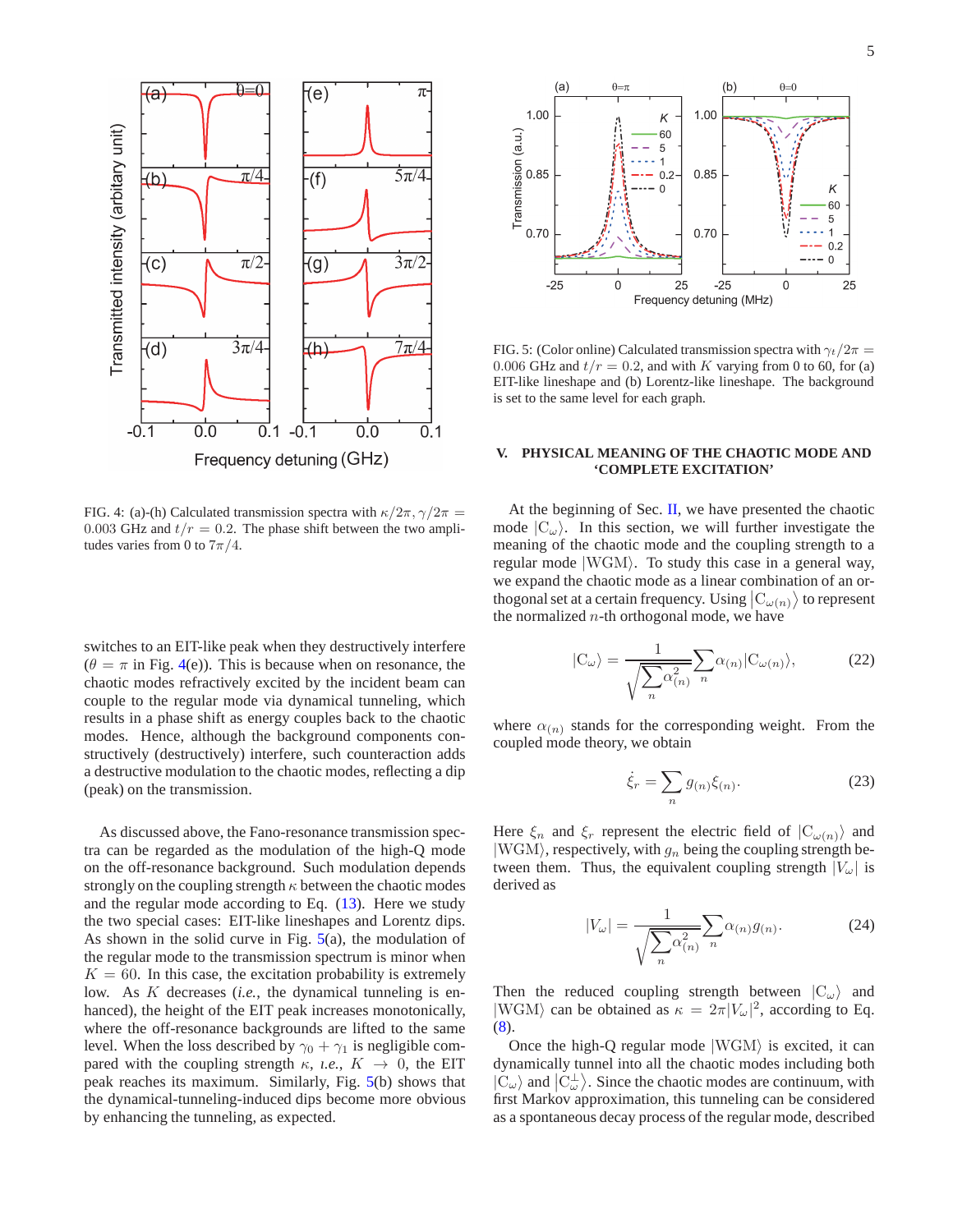FIG. 4: (a)-(h) Calculated transmission spectra with $\kappa/2\pi, \gamma/2\pi = 0.003$ GHz and $t/r = 0.2$. The phase shift between the two amplitudes varies from 0 to $7\pi/4$.

FIG. 5: (Color online) Calculated transmission spectra with $\gamma_t/2\pi = 0.006$ GHz and $t/r = 0.2$, and with $K$ varying from 0 to 60, for (a) EIT-like lineshape and (b) Lorentz-like lineshape. The background is set to the same level for each graph.

switches to an EIT-like peak when they destructively interfere ($\theta = \pi$ in Fig. 4(e)). This is because when on resonance, the chaotic modes refractively excited by the incident beam can couple to the regular mode via dynamical tunneling, which results in a phase shift as energy couples back to the chaotic modes. Hence, although the background components constructively (destructively) interfere, such counteraction adds a destructive modulation to the chaotic modes, reflecting a dip (peak) on the transmission.

As discussed above, the Fano-resonance transmission spectra can be regarded as the modulation of the high-Q mode on the off-resonance background. Such modulation depends strongly on the coupling strength $\kappa$ between the chaotic modes and the regular mode according to Eq. (13). Here we study the two special cases: EIT-like lineshapes and Lorentz dips. As shown in the solid curve in Fig. 5(a), the modulation of the regular mode to the transmission spectrum is minor when $K = 60$. In this case, the excitation probability is extremely low. As $K$ decreases (*i.e.*, the dynamical tunneling is enhanced), the height of the EIT peak increases monotonically, where the off-resonance backgrounds are lifted to the same level. When the loss described by $\gamma_0 + \gamma_1$ is negligible compared with the coupling strength $\kappa$, *i.e.*, $K \to 0$, the EIT peak reaches its maximum. Similarly, Fig. 5(b) shows that the dynamical-tunneling-induced dips become more obvious by enhancing the tunneling, as expected.

## V. PHYSICAL MEANING OF THE CHAOTIC MODE AND 'COMPLETE EXCITATION'

At the beginning of Sec. II, we have presented the chaotic mode $|\mathrm{C}_\omega\rangle$. In this section, we will further investigate the meaning of the chaotic mode and the coupling strength to a regular mode $|\mathrm{WGM}\rangle$. To study this case in a general way, we expand the chaotic mode as a linear combination of an orthogonal set at a certain frequency. Using $|\mathrm{C}_{\omega(n)}\rangle$ to represent the normalized $n$-th orthogonal mode, we have

$$|\mathrm{C}_\omega\rangle = \frac{1}{\sqrt{\sum_n \alpha_{(n)}^2}} \sum_n \alpha_{(n)} |\mathrm{C}_{\omega(n)}\rangle, \tag{22}$$

where $\alpha_{(n)}$ stands for the corresponding weight. From the coupled mode theory, we obtain

$$\dot{\xi}_r = \sum_n g_{(n)} \xi_{(n)}. \tag{23}$$

Here $\xi_n$ and $\xi_r$ represent the electric field of $|\mathrm{C}_{\omega(n)}\rangle$ and $|\mathrm{WGM}\rangle$, respectively, with $g_n$ being the coupling strength between them. Thus, the equivalent coupling strength $|V_\omega|$ is derived as

$$|V_\omega| = \frac{1}{\sqrt{\sum_n \alpha_{(n)}^2}} \sum_n \alpha_{(n)} g_{(n)}. \tag{24}$$

Then the reduced coupling strength between $|\mathrm{C}_\omega\rangle$ and $|\mathrm{WGM}\rangle$ can be obtained as $\kappa = 2\pi |V_\omega|^2$, according to Eq. (8).

Once the high-Q regular mode $|\mathrm{WGM}\rangle$ is excited, it can dynamically tunnel into all the chaotic modes including both $|\mathrm{C}_\omega\rangle$ and $|\mathrm{C}_\omega^\perp\rangle$. Since the chaotic modes are continuum, with first Markov approximation, this tunneling can be considered as a spontaneous decay process of the regular mode, described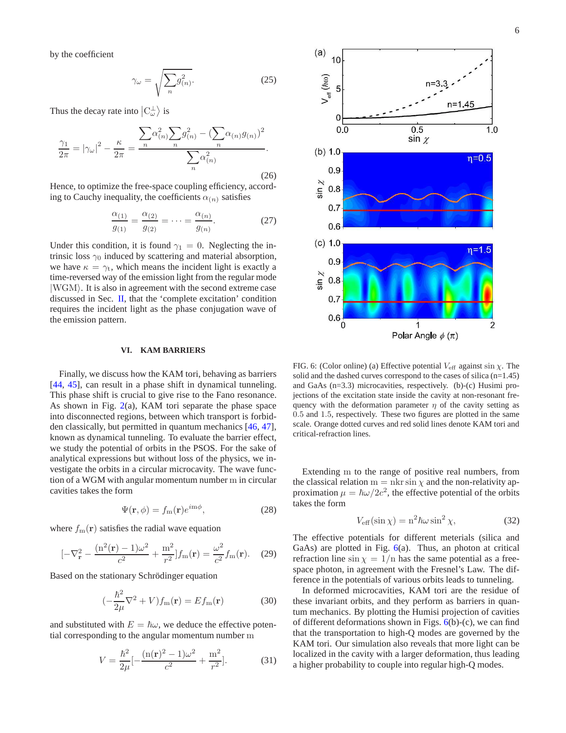by the coefficient

$$\gamma_\omega = \sqrt{\sum_n g^2_{(n)}}. \tag{25}$$

Thus the decay rate into $|C^\perp_\omega\rangle$ is

$$\frac{\gamma_1}{2\pi} = |\gamma_\omega|^2 - \frac{\kappa}{2\pi} = \frac{\sum_n \alpha^2_{(n)} \sum_n g^2_{(n)} - (\sum_n \alpha_{(n)} g_{(n)})^2}{\sum_n \alpha^2_{(n)}}. \tag{26}$$

Hence, to optimize the free-space coupling efficiency, according to Cauchy inequality, the coefficients $\alpha_{(n)}$ satisfies

$$\frac{\alpha_{(1)}}{g_{(1)}} = \frac{\alpha_{(2)}}{g_{(2)}} = \cdots = \frac{\alpha_{(n)}}{g_{(n)}}. \tag{27}$$

Under this condition, it is found $\gamma_1 = 0$. Neglecting the intrinsic loss $\gamma_0$ induced by scattering and material absorption, we have $\kappa = \gamma_t$, which means the incident light is exactly a time-reversed way of the emission light from the regular mode $|\mathrm{WGM}\rangle$. It is also in agreement with the second extreme case discussed in Sec. II, that the 'complete excitation' condition requires the incident light as the phase conjugation wave of the emission pattern.

## VI. KAM BARRIERS

Finally, we discuss how the KAM tori, behaving as barriers [44, 45], can result in a phase shift in dynamical tunneling. This phase shift is crucial to give rise to the Fano resonance. As shown in Fig. 2(a), KAM tori separate the phase space into disconnected regions, between which transport is forbidden classically, but permitted in quantum mechanics [46, 47], known as dynamical tunneling. To evaluate the barrier effect, we study the potential of orbits in the PSOS. For the sake of analytical expressions but without loss of the physics, we investigate the orbits in a circular microcavity. The wave function of a WGM with angular momentum number m in circular cavities takes the form

$$\Psi(\mathbf{r}, \phi) = f_{\mathrm{m}}(\mathbf{r}) e^{i\mathrm{m}\phi}, \tag{28}$$

where $f_{\mathrm{m}}(\mathbf{r})$ satisfies the radial wave equation

$$[-\nabla^2_{\mathbf{r}} - \frac{(\mathrm{n}^2(\mathbf{r}) - 1)\omega^2}{c^2} + \frac{\mathrm{m}^2}{r^2}] f_{\mathrm{m}}(\mathbf{r}) = \frac{\omega^2}{c^2} f_{\mathrm{m}}(\mathbf{r}). \tag{29}$$

Based on the stationary Schrödinger equation

$$(-\frac{\hbar^2}{2\mu}\nabla^2 + V) f_{\mathrm{m}}(\mathbf{r}) = E f_{\mathrm{m}}(\mathbf{r}) \tag{30}$$

and substituted with $E = \hbar\omega$, we deduce the effective potential corresponding to the angular momentum number m

$$V = \frac{\hbar^2}{2\mu}[-\frac{(\mathrm{n}(\mathbf{r})^2 - 1)\omega^2}{c^2} + \frac{\mathrm{m}^2}{r^2}]. \tag{31}$$

FIG. 6: (Color online) (a) Effective potential $V_{\mathrm{eff}}$ against $\sin\chi$. The solid and the dashed curves correspond to the cases of silica (n=1.45) and GaAs (n=3.3) microcavities, respectively. (b)-(c) Husimi projections of the excitation state inside the cavity at non-resonant frequency with the deformation parameter $\eta$ of the cavity setting as 0.5 and 1.5, respectively. These two figures are plotted in the same scale. Orange dotted curves and red solid lines denote KAM tori and critical-refraction lines.

Extending m to the range of positive real numbers, from the classical relation $\mathrm{m} = \mathrm{n}kr\sin\chi$ and the non-relativity approximation $\mu = \hbar\omega/2c^2$, the effective potential of the orbits takes the form

$$V_{\mathrm{eff}}(\sin\chi) = \mathrm{n}^2\hbar\omega\sin^2\chi, \tag{32}$$

The effective potentials for different meterials (silica and GaAs) are plotted in Fig. 6(a). Thus, an photon at critical refraction line $\sin\chi = 1/\mathrm{n}$ has the same potential as a free-space photon, in agreement with the Fresnel's Law. The difference in the potentials of various orbits leads to tunneling.

In deformed microcavities, KAM tori are the residue of these invariant orbits, and they perform as barriers in quantum mechanics. By plotting the Humisi projection of cavities of different deformations shown in Figs. 6(b)-(c), we can find that the transportation to high-Q modes are governed by the KAM tori. Our simulation also reveals that more light can be localized in the cavity with a larger deformation, thus leading a higher probability to couple into regular high-Q modes.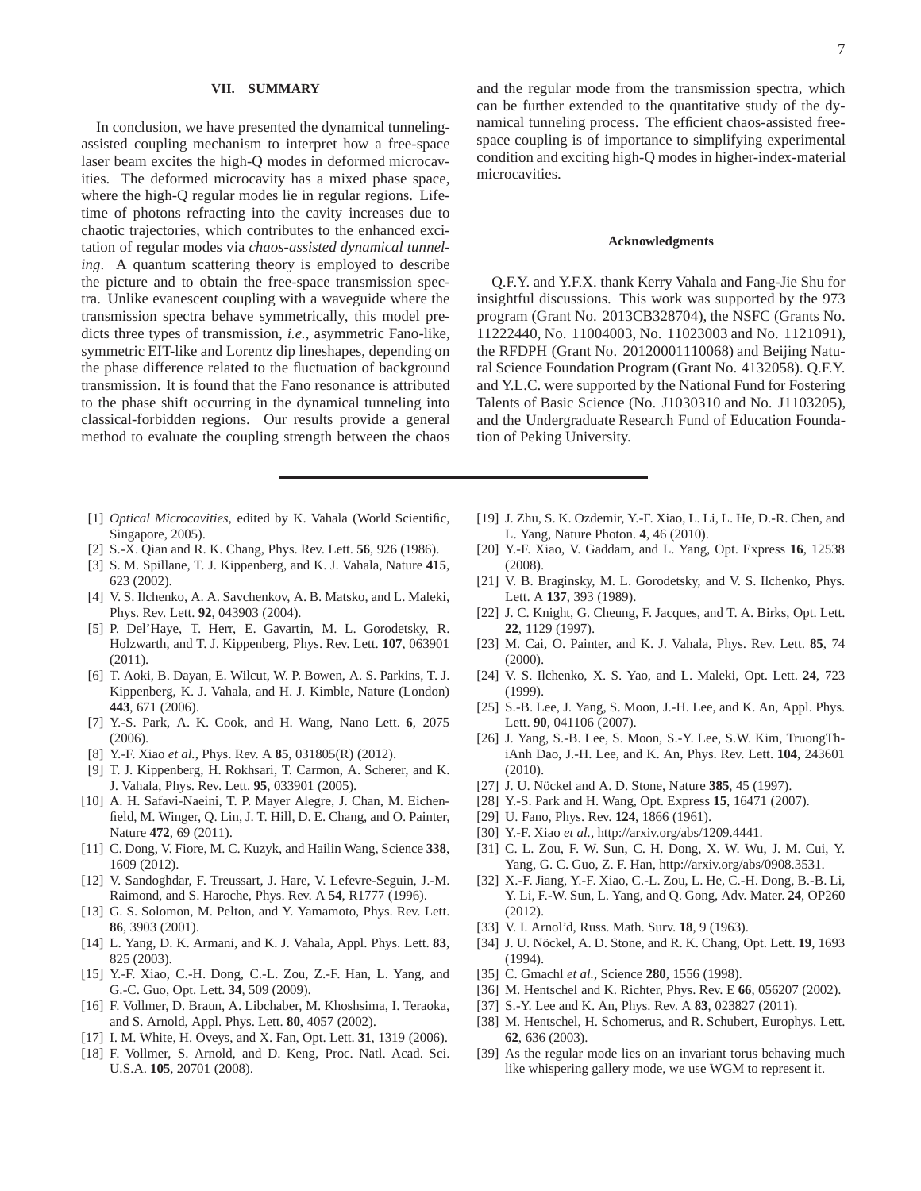## VII. SUMMARY

In conclusion, we have presented the dynamical tunneling-assisted coupling mechanism to interpret how a free-space laser beam excites the high-Q modes in deformed microcavities. The deformed microcavity has a mixed phase space, where the high-Q regular modes lie in regular regions. Lifetime of photons refracting into the cavity increases due to chaotic trajectories, which contributes to the enhanced excitation of regular modes via *chaos-assisted dynamical tunneling*. A quantum scattering theory is employed to describe the picture and to obtain the free-space transmission spectra. Unlike evanescent coupling with a waveguide where the transmission spectra behave symmetrically, this model predicts three types of transmission, *i.e.*, asymmetric Fano-like, symmetric EIT-like and Lorentz dip lineshapes, depending on the phase difference related to the fluctuation of background transmission. It is found that the Fano resonance is attributed to the phase shift occurring in the dynamical tunneling into classical-forbidden regions. Our results provide a general method to evaluate the coupling strength between the chaos and the regular mode from the transmission spectra, which can be further extended to the quantitative study of the dynamical tunneling process. The efficient chaos-assisted free-space coupling is of importance to simplifying experimental condition and exciting high-Q modes in higher-index-material microcavities.

### Acknowledgments

Q.F.Y. and Y.F.X. thank Kerry Vahala and Fang-Jie Shu for insightful discussions. This work was supported by the 973 program (Grant No. 2013CB328704), the NSFC (Grants No. 11222440, No. 11004003, No. 11023003 and No. 1121091), the RFDPH (Grant No. 20120001110068) and Beijing Natural Science Foundation Program (Grant No. 4132058). Q.F.Y. and Y.L.C. were supported by the National Fund for Fostering Talents of Basic Science (No. J1030310 and No. J1103205), and the Undergraduate Research Fund of Education Foundation of Peking University.

---

[1] *Optical Microcavities*, edited by K. Vahala (World Scientific, Singapore, 2005).
[2] S.-X. Qian and R. K. Chang, Phys. Rev. Lett. **56**, 926 (1986).
[3] S. M. Spillane, T. J. Kippenberg, and K. J. Vahala, Nature **415**, 623 (2002).
[4] V. S. Ilchenko, A. A. Savchenkov, A. B. Matsko, and L. Maleki, Phys. Rev. Lett. **92**, 043903 (2004).
[5] P. Del'Haye, T. Herr, E. Gavartin, M. L. Gorodetsky, R. Holzwarth, and T. J. Kippenberg, Phys. Rev. Lett. **107**, 063901 (2011).
[6] T. Aoki, B. Dayan, E. Wilcut, W. P. Bowen, A. S. Parkins, T. J. Kippenberg, K. J. Vahala, and H. J. Kimble, Nature (London) **443**, 671 (2006).
[7] Y.-S. Park, A. K. Cook, and H. Wang, Nano Lett. **6**, 2075 (2006).
[8] Y.-F. Xiao *et al.*, Phys. Rev. A **85**, 031805(R) (2012).
[9] T. J. Kippenberg, H. Rokhsari, T. Carmon, A. Scherer, and K. J. Vahala, Phys. Rev. Lett. **95**, 033901 (2005).
[10] A. H. Safavi-Naeini, T. P. Mayer Alegre, J. Chan, M. Eichenfield, M. Winger, Q. Lin, J. T. Hill, D. E. Chang, and O. Painter, Nature **472**, 69 (2011).
[11] C. Dong, V. Fiore, M. C. Kuzyk, and Hailin Wang, Science **338**, 1609 (2012).
[12] V. Sandoghdar, F. Treussart, J. Hare, V. Lefevre-Seguin, J.-M. Raimond, and S. Haroche, Phys. Rev. A **54**, R1777 (1996).
[13] G. S. Solomon, M. Pelton, and Y. Yamamoto, Phys. Rev. Lett. **86**, 3903 (2001).
[14] L. Yang, D. K. Armani, and K. J. Vahala, Appl. Phys. Lett. **83**, 825 (2003).
[15] Y.-F. Xiao, C.-H. Dong, C.-L. Zou, Z.-F. Han, L. Yang, and G.-C. Guo, Opt. Lett. **34**, 509 (2009).
[16] F. Vollmer, D. Braun, A. Libchaber, M. Khoshsima, I. Teraoka, and S. Arnold, Appl. Phys. Lett. **80**, 4057 (2002).
[17] I. M. White, H. Oveys, and X. Fan, Opt. Lett. **31**, 1319 (2006).
[18] F. Vollmer, S. Arnold, and D. Keng, Proc. Natl. Acad. Sci. U.S.A. **105**, 20701 (2008).
[19] J. Zhu, S. K. Ozdemir, Y.-F. Xiao, L. Li, L. He, D.-R. Chen, and L. Yang, Nature Photon. **4**, 46 (2010).
[20] Y.-F. Xiao, V. Gaddam, and L. Yang, Opt. Express **16**, 12538 (2008).
[21] V. B. Braginsky, M. L. Gorodetsky, and V. S. Ilchenko, Phys. Lett. A **137**, 393 (1989).
[22] J. C. Knight, G. Cheung, F. Jacques, and T. A. Birks, Opt. Lett. **22**, 1129 (1997).
[23] M. Cai, O. Painter, and K. J. Vahala, Phys. Rev. Lett. **85**, 74 (2000).
[24] V. S. Ilchenko, X. S. Yao, and L. Maleki, Opt. Lett. **24**, 723 (1999).
[25] S.-B. Lee, J. Yang, S. Moon, J.-H. Lee, and K. An, Appl. Phys. Lett. **90**, 041106 (2007).
[26] J. Yang, S.-B. Lee, S. Moon, S.-Y. Lee, S.W. Kim, TruongThiAnh Dao, J.-H. Lee, and K. An, Phys. Rev. Lett. **104**, 243601 (2010).
[27] J. U. Nöckel and A. D. Stone, Nature **385**, 45 (1997).
[28] Y.-S. Park and H. Wang, Opt. Express **15**, 16471 (2007).
[29] U. Fano, Phys. Rev. **124**, 1866 (1961).
[30] Y.-F. Xiao *et al.*, http://arxiv.org/abs/1209.4441.
[31] C. L. Zou, F. W. Sun, C. H. Dong, X. W. Wu, J. M. Cui, Y. Yang, G. C. Guo, Z. F. Han, http://arxiv.org/abs/0908.3531.
[32] X.-F. Jiang, Y.-F. Xiao, C.-L. Zou, L. He, C.-H. Dong, B.-B. Li, Y. Li, F.-W. Sun, L. Yang, and Q. Gong, Adv. Mater. **24**, OP260 (2012).
[33] V. I. Arnol'd, Russ. Math. Surv. **18**, 9 (1963).
[34] J. U. Nöckel, A. D. Stone, and R. K. Chang, Opt. Lett. **19**, 1693 (1994).
[35] C. Gmachl *et al.*, Science **280**, 1556 (1998).
[36] M. Hentschel and K. Richter, Phys. Rev. E **66**, 056207 (2002).
[37] S.-Y. Lee and K. An, Phys. Rev. A **83**, 023827 (2011).
[38] M. Hentschel, H. Schomerus, and R. Schubert, Europhys. Lett. **62**, 636 (2003).
[39] As the regular mode lies on an invariant torus behaving much like whispering gallery mode, we use WGM to represent it.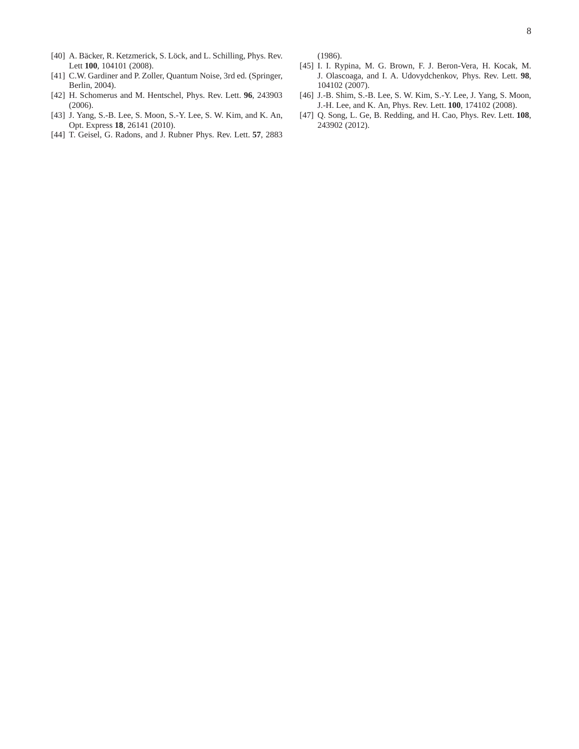[40] A. Bäcker, R. Ketzmerick, S. Löck, and L. Schilling, Phys. Rev. Lett **100**, 104101 (2008).

[41] C.W. Gardiner and P. Zoller, Quantum Noise, 3rd ed. (Springer, Berlin, 2004).

[42] H. Schomerus and M. Hentschel, Phys. Rev. Lett. **96**, 243903 (2006).

[43] J. Yang, S.-B. Lee, S. Moon, S.-Y. Lee, S. W. Kim, and K. An, Opt. Express **18**, 26141 (2010).

[44] T. Geisel, G. Radons, and J. Rubner Phys. Rev. Lett. **57**, 2883 (1986).

[45] I. I. Rypina, M. G. Brown, F. J. Beron-Vera, H. Kocak, M. J. Olascoaga, and I. A. Udovydchenkov, Phys. Rev. Lett. **98**, 104102 (2007).

[46] J.-B. Shim, S.-B. Lee, S. W. Kim, S.-Y. Lee, J. Yang, S. Moon, J.-H. Lee, and K. An, Phys. Rev. Lett. **100**, 174102 (2008).

[47] Q. Song, L. Ge, B. Redding, and H. Cao, Phys. Rev. Lett. **108**, 243902 (2012).